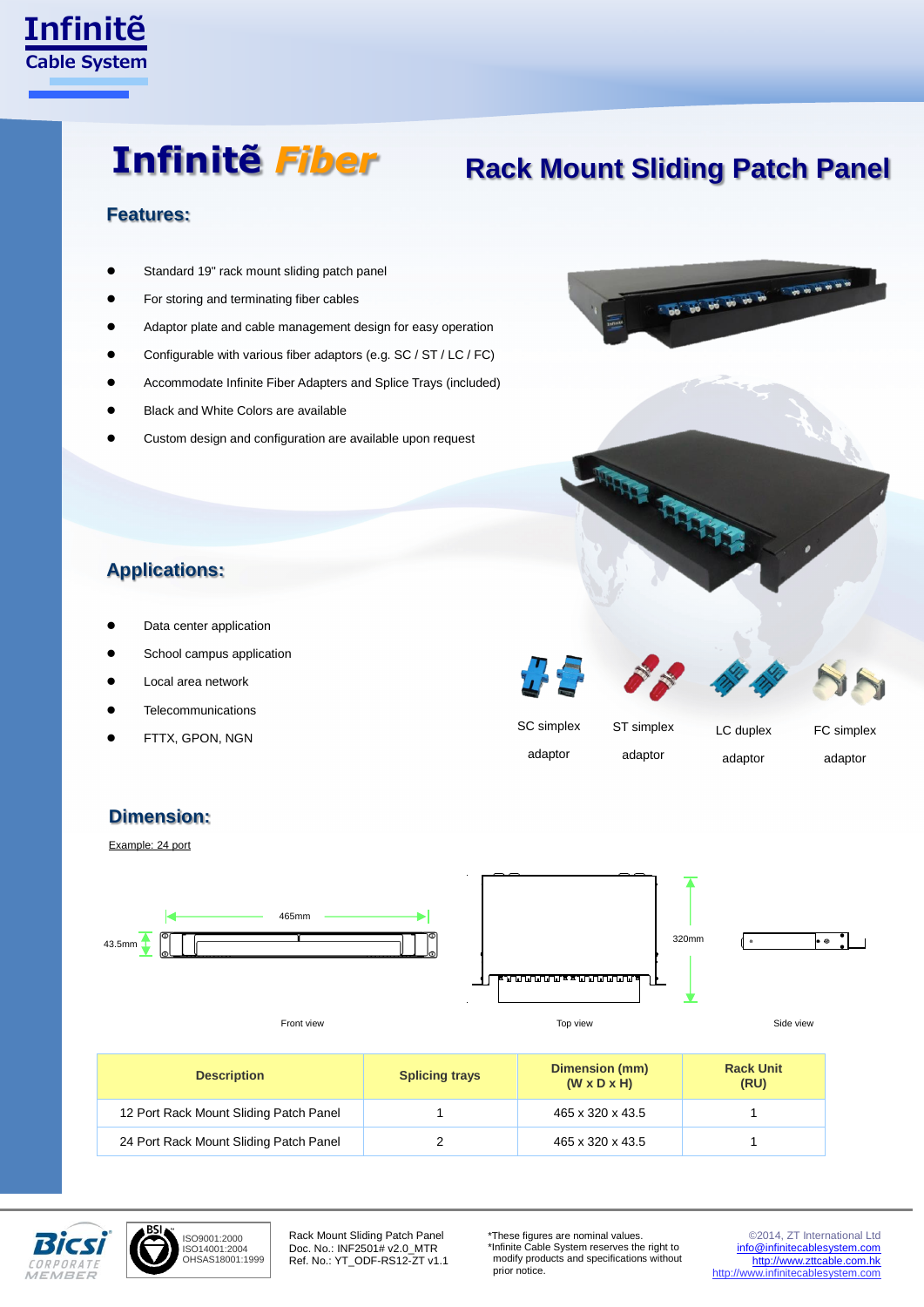# Infinitē Fiber

## Rack Mount Sliding Patch Panel

### Features:

- Standard 19" rack mount sliding patch panel
- For storing and terminating fiber cables
- Adaptor plate and cable management design for easy operation
- Configurable with various fiber adaptors (e.g. SC / ST / LC / FC)
- Accommodate Infinite Fiber Adapters and Splice Trays (included)
- Black and White Colors are available
- Custom design and configuration are available upon request

### Applications:

- Data center application
- School campus application
- Local area network
- Telecommunications
- FTTX, GPON, NGN

SC simplex adaptor

ST simplex adaptor

LC duplex adaptor

FC simplex adaptor

### Dimension:

Example: 24 port

465mm

43.5mm

320mm

Front view

Top view

Side view

| Description | Splicing trays | Dimension (mm) (W x D x H) | Rack Unit (RU) |
|---|---|---|---|
| 12 Port Rack Mount Sliding Patch Panel | 1 | 465 x 320 x 43.5 | 1 |
| 24 Port Rack Mount Sliding Patch Panel | 2 | 465 x 320 x 43.5 | 1 |

ISO9001:2000
ISO14001:2004
OHSAS18001:1999

Rack Mount Sliding Patch Panel
Doc. No.: INF2501# v2.0_MTR
Ref. No.: YT_ODF-RS12-ZT v1.1

*These figures are nominal values.
*Infinite Cable System reserves the right to modify products and specifications without prior notice.

©2014, ZT International Ltd
info@infinitecablesystem.com
http://www.zttcable.com.hk
http://www.infinitecablesystem.com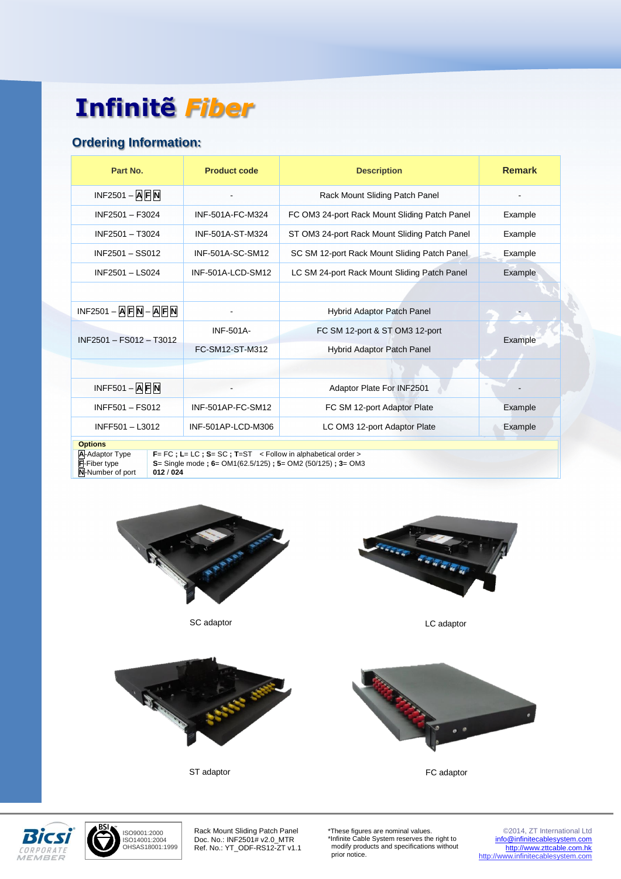# Infinitẽ Fiber

## Ordering Information:

| Part No. | Product code | Description | Remark |
|---|---|---|---|
| INF2501 – A F N | - | Rack Mount Sliding Patch Panel | - |
| INF2501 – F3024 | INF-501A-FC-M324 | FC OM3 24-port Rack Mount Sliding Patch Panel | Example |
| INF2501 – T3024 | INF-501A-ST-M324 | ST OM3 24-port Rack Mount Sliding Patch Panel | Example |
| INF2501 – SS012 | INF-501A-SC-SM12 | SC SM 12-port Rack Mount Sliding Patch Panel | Example |
| INF2501 – LS024 | INF-501A-LCD-SM12 | LC SM 24-port Rack Mount Sliding Patch Panel | Example |
| | | | |
| INF2501 – A F N – A F N | - | Hybrid Adaptor Patch Panel | - |
| INF2501 – FS012 – T3012 | INF-501A-FC-SM12-ST-M312 | FC SM 12-port & ST OM3 12-port Hybrid Adaptor Patch Panel | Example |
| | | | |
| INFF501 – A F N | - | Adaptor Plate For INF2501 | - |
| INFF501 – FS012 | INF-501AP-FC-SM12 | FC SM 12-port Adaptor Plate | Example |
| INFF501 – L3012 | INF-501AP-LCD-M306 | LC OM3 12-port Adaptor Plate | Example |

**Options**

| | |
|---|---|
| A-Adaptor Type | **F**= FC ; **L**= LC ; **S**= SC ; **T**=ST < Follow in alphabetical order > |
| F-Fiber type | **S**= Single mode ; **6**= OM1(62.5/125) ; **5**= OM2 (50/125) ; **3**= OM3 |
| N-Number of port | **012** / **024** |

SC adaptor

LC adaptor

ST adaptor

FC adaptor

ISO9001:2000
ISO14001:2004
OHSAS18001:1999

Rack Mount Sliding Patch Panel
Doc. No.: INF2501# v2.0_MTR
Ref. No.: YT_ODF-RS12-ZT v1.1

*These figures are nominal values.
*Infinite Cable System reserves the right to modify products and specifications without prior notice.

©2014, ZT International Ltd
info@infinitecablesystem.com
http://www.zttcable.com.hk
http://www.infinitecablesystem.com